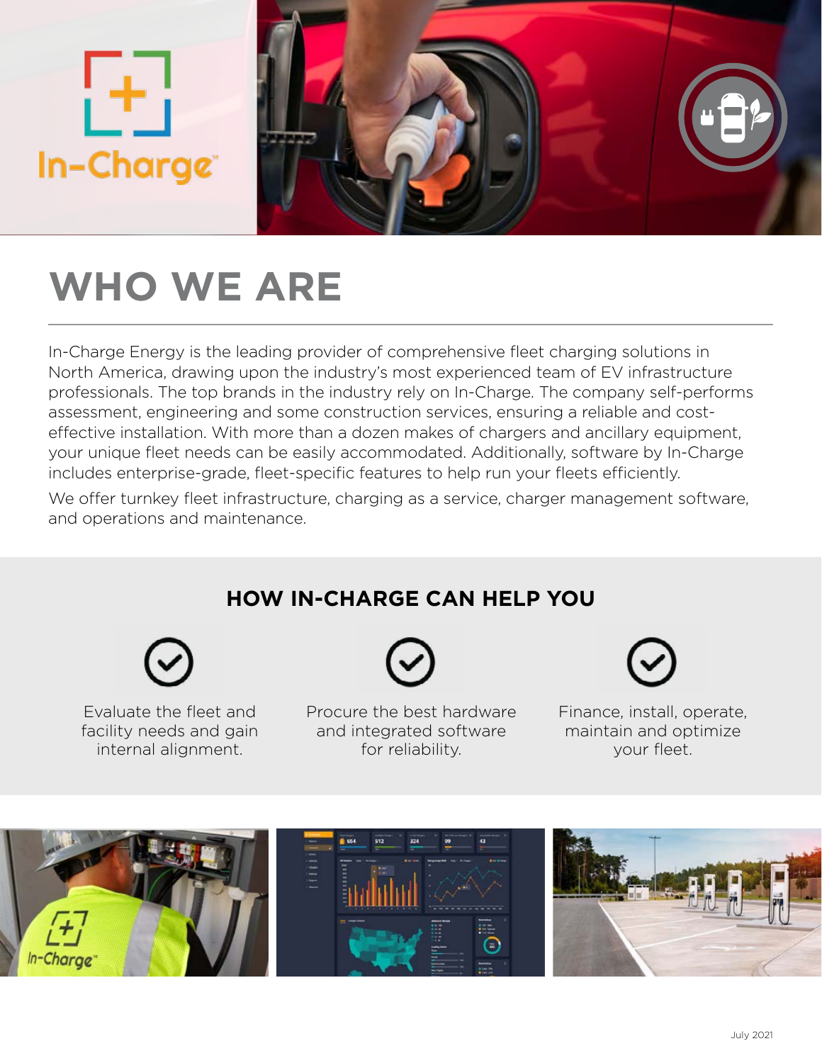# WHO WE ARE

In-Charge Energy is the leading provider of comprehensive fleet charging solutions in North America, drawing upon the industry's most experienced team of EV infrastructure professionals. The top brands in the industry rely on In-Charge. The company self-performs assessment, engineering and some construction services, ensuring a reliable and cost-effective installation. With more than a dozen makes of chargers and ancillary equipment, your unique fleet needs can be easily accommodated. Additionally, software by In-Charge includes enterprise-grade, fleet-specific features to help run your fleets efficiently.

We offer turnkey fleet infrastructure, charging as a service, charger management software, and operations and maintenance.

## HOW IN-CHARGE CAN HELP YOU

- Evaluate the fleet and facility needs and gain internal alignment.
- Procure the best hardware and integrated software for reliability.
- Finance, install, operate, maintain and optimize your fleet.

July 2021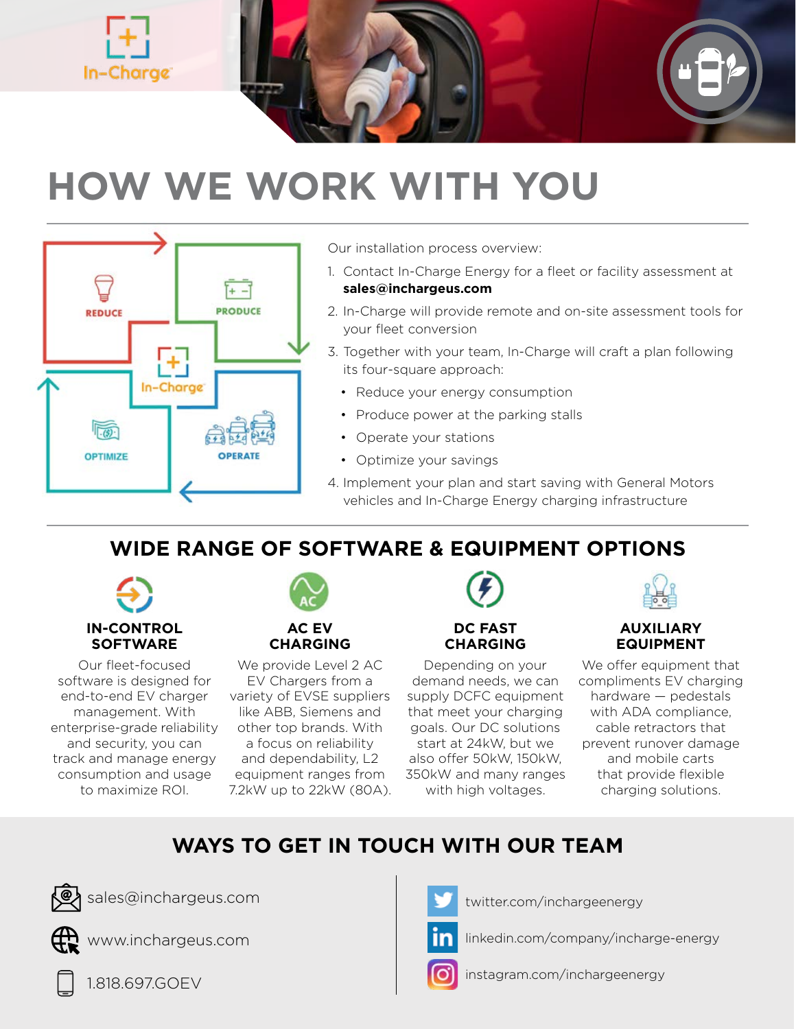# HOW WE WORK WITH YOU

REDUCE

PRODUCE

In-Charge

OPTIMIZE

OPERATE

Our installation process overview:

1. Contact In-Charge Energy for a fleet or facility assessment at **sales@inchargeus.com**
2. In-Charge will provide remote and on-site assessment tools for your fleet conversion
3. Together with your team, In-Charge will craft a plan following its four-square approach:
   - Reduce your energy consumption
   - Produce power at the parking stalls
   - Operate your stations
   - Optimize your savings
4. Implement your plan and start saving with General Motors vehicles and In-Charge Energy charging infrastructure

## WIDE RANGE OF SOFTWARE & EQUIPMENT OPTIONS

### IN-CONTROL SOFTWARE

Our fleet-focused software is designed for end-to-end EV charger management. With enterprise-grade reliability and security, you can track and manage energy consumption and usage to maximize ROI.

### AC EV CHARGING

We provide Level 2 AC EV Chargers from a variety of EVSE suppliers like ABB, Siemens and other top brands. With a focus on reliability and dependability, L2 equipment ranges from 7.2kW up to 22kW (80A).

### DC FAST CHARGING

Depending on your demand needs, we can supply DCFC equipment that meet your charging goals. Our DC solutions start at 24kW, but we also offer 50kW, 150kW, 350kW and many ranges with high voltages.

### AUXILIARY EQUIPMENT

We offer equipment that compliments EV charging hardware — pedestals with ADA compliance, cable retractors that prevent runover damage and mobile carts that provide flexible charging solutions.

## WAYS TO GET IN TOUCH WITH OUR TEAM

sales@inchargeus.com

www.inchargeus.com

1.818.697.GOEV

twitter.com/inchargeenergy

linkedin.com/company/incharge-energy

instagram.com/inchargeenergy